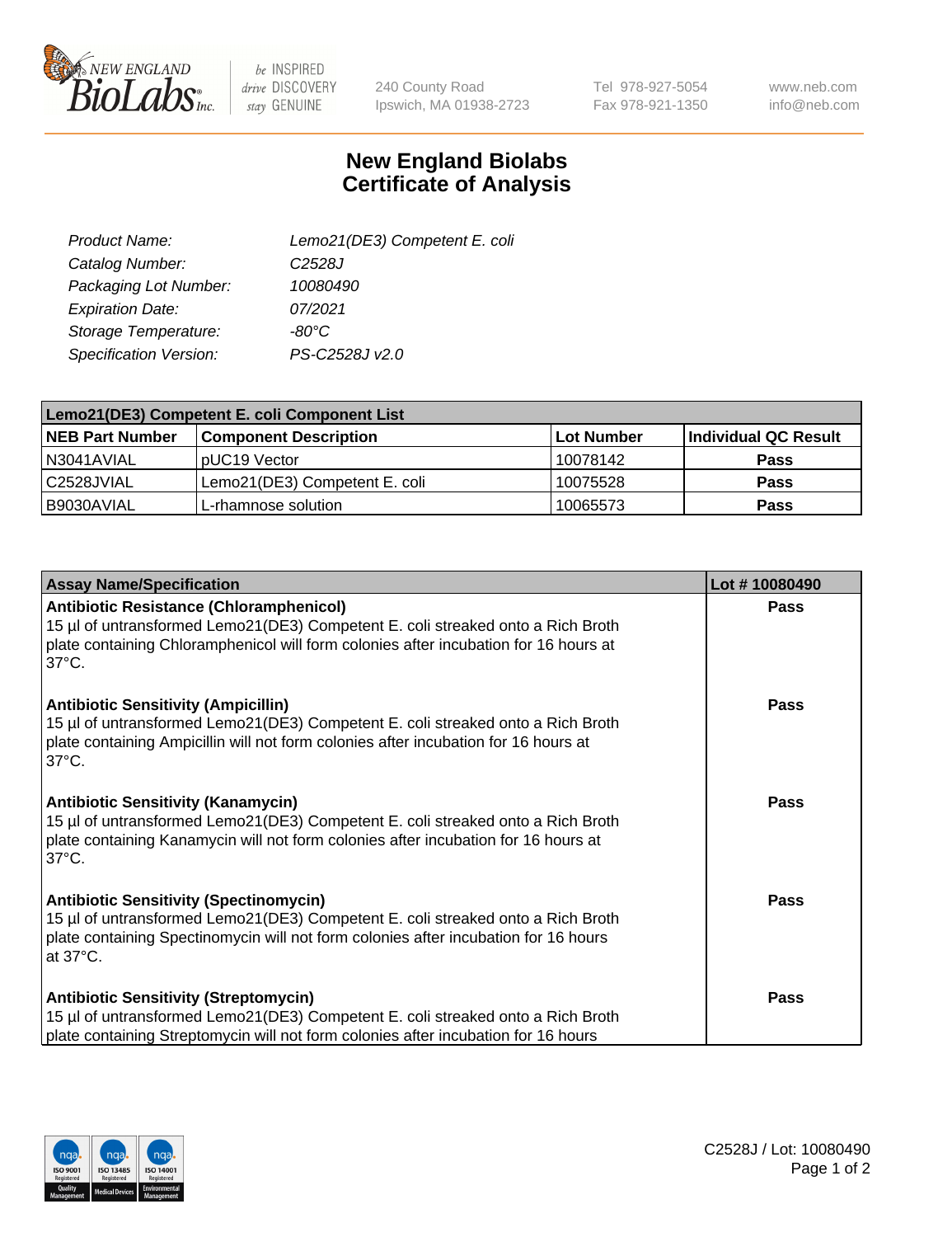# New England Biolabs Certificate of Analysis

| | |
|---|---|
| Product Name: | Lemo21(DE3) Competent E. coli |
| Catalog Number: | C2528J |
| Packaging Lot Number: | 10080490 |
| Expiration Date: | 07/2021 |
| Storage Temperature: | -80°C |
| Specification Version: | PS-C2528J v2.0 |

| Lemo21(DE3) Competent E. coli Component List | | | |
|---|---|---|---|
| **NEB Part Number** | **Component Description** | **Lot Number** | **Individual QC Result** |
| N3041AVIAL | pUC19 Vector | 10078142 | **Pass** |
| C2528JVIAL | Lemo21(DE3) Competent E. coli | 10075528 | **Pass** |
| B9030AVIAL | L-rhamnose solution | 10065573 | **Pass** |

| Assay Name/Specification | Lot # 10080490 |
|---|---|
| **Antibiotic Resistance (Chloramphenicol)** 15 µl of untransformed Lemo21(DE3) Competent E. coli streaked onto a Rich Broth plate containing Chloramphenicol will form colonies after incubation for 16 hours at 37°C. | **Pass** |
| **Antibiotic Sensitivity (Ampicillin)** 15 µl of untransformed Lemo21(DE3) Competent E. coli streaked onto a Rich Broth plate containing Ampicillin will not form colonies after incubation for 16 hours at 37°C. | **Pass** |
| **Antibiotic Sensitivity (Kanamycin)** 15 µl of untransformed Lemo21(DE3) Competent E. coli streaked onto a Rich Broth plate containing Kanamycin will not form colonies after incubation for 16 hours at 37°C. | **Pass** |
| **Antibiotic Sensitivity (Spectinomycin)** 15 µl of untransformed Lemo21(DE3) Competent E. coli streaked onto a Rich Broth plate containing Spectinomycin will not form colonies after incubation for 16 hours at 37°C. | **Pass** |
| **Antibiotic Sensitivity (Streptomycin)** 15 µl of untransformed Lemo21(DE3) Competent E. coli streaked onto a Rich Broth plate containing Streptomycin will not form colonies after incubation for 16 hours | **Pass** |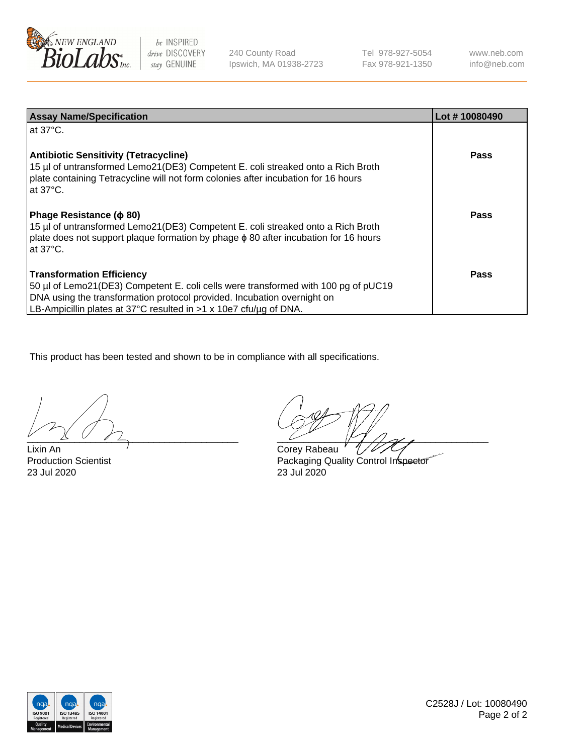| Assay Name/Specification | Lot # 10080490 |
|---|---|
| at 37°C. | |
| **Antibiotic Sensitivity (Tetracycline)**<br>15 µl of untransformed Lemo21(DE3) Competent E. coli streaked onto a Rich Broth plate containing Tetracycline will not form colonies after incubation for 16 hours at 37°C. | **Pass** |
| **Phage Resistance (ϕ 80)**<br>15 µl of untransformed Lemo21(DE3) Competent E. coli streaked onto a Rich Broth plate does not support plaque formation by phage ϕ 80 after incubation for 16 hours at 37°C. | **Pass** |
| **Transformation Efficiency**<br>50 µl of Lemo21(DE3) Competent E. coli cells were transformed with 100 pg of pUC19 DNA using the transformation protocol provided. Incubation overnight on LB-Ampicillin plates at 37°C resulted in >1 x 10e7 cfu/µg of DNA. | **Pass** |

This product has been tested and shown to be in compliance with all specifications.

Lixin An
Production Scientist
23 Jul 2020

Corey Rabeau
Packaging Quality Control Inspector
23 Jul 2020

C2528J / Lot: 10080490